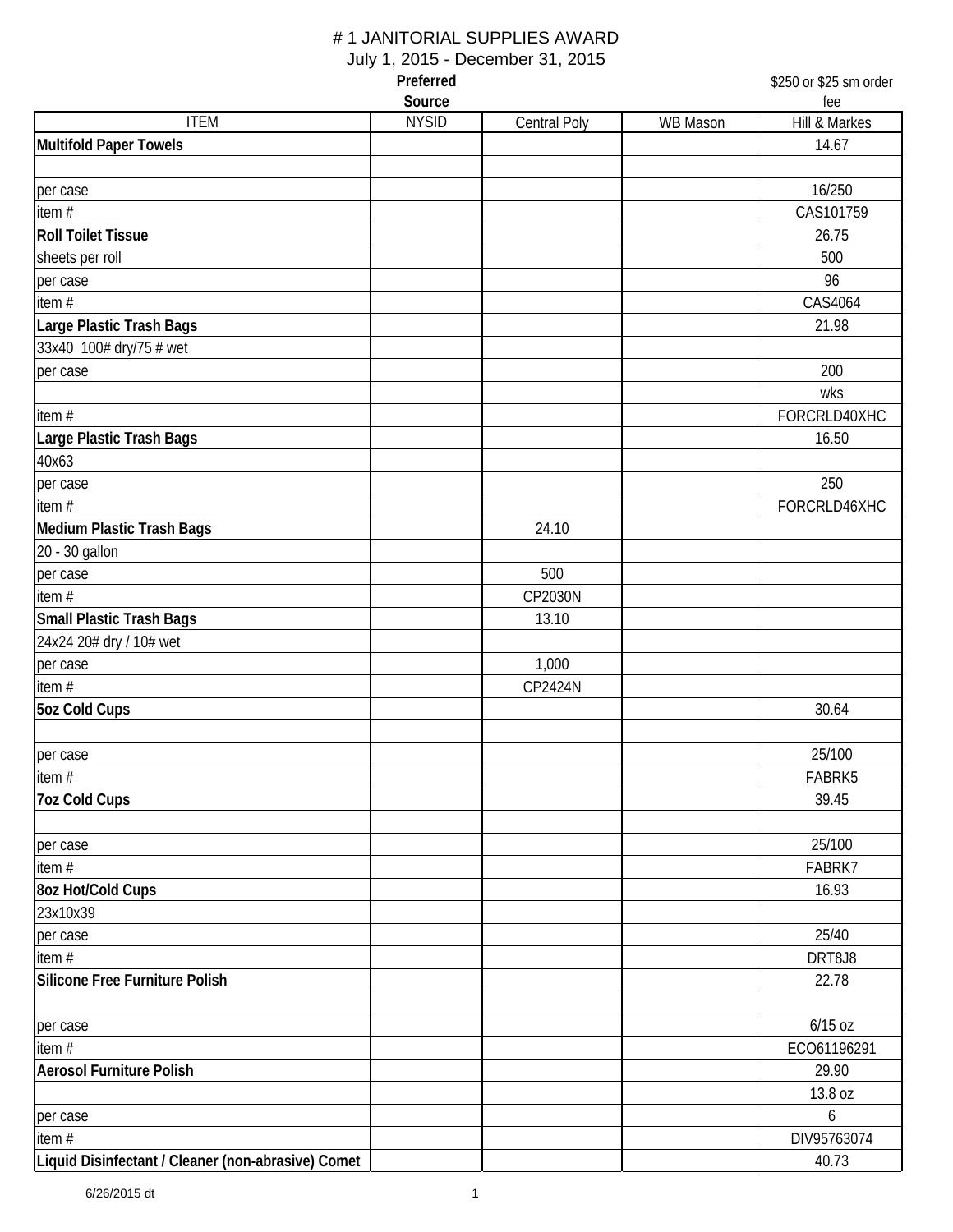# # 1 JANITORIAL SUPPLIES AWARD

July 1, 2015 - December 31, 2015

| ITEM | Preferred Source NYSID | Central Poly | WB Mason | $250 or $25 sm order fee Hill & Markes |
|---|---|---|---|---|
| **Multifold Paper Towels** | | | | 14.67 |
| | | | | |
| per case | | | | 16/250 |
| item # | | | | CAS101759 |
| **Roll Toilet Tissue** | | | | 26.75 |
| sheets per roll | | | | 500 |
| per case | | | | 96 |
| item # | | | | CAS4064 |
| **Large Plastic Trash Bags** | | | | 21.98 |
| 33x40 100# dry/75 # wet | | | | |
| per case | | | | 200 |
| | | | | wks |
| item # | | | | FORCRLD40XHC |
| **Large Plastic Trash Bags** | | | | 16.50 |
| 40x63 | | | | |
| per case | | | | 250 |
| item # | | | | FORCRLD46XHC |
| **Medium Plastic Trash Bags** | | 24.10 | | |
| 20 - 30 gallon | | | | |
| per case | | 500 | | |
| item # | | CP2030N | | |
| **Small Plastic Trash Bags** | | 13.10 | | |
| 24x24 20# dry / 10# wet | | | | |
| per case | | 1,000 | | |
| item # | | CP2424N | | |
| **5oz Cold Cups** | | | | 30.64 |
| | | | | |
| per case | | | | 25/100 |
| item # | | | | FABRK5 |
| **7oz Cold Cups** | | | | 39.45 |
| | | | | |
| per case | | | | 25/100 |
| item # | | | | FABRK7 |
| **8oz Hot/Cold Cups** | | | | 16.93 |
| 23x10x39 | | | | |
| per case | | | | 25/40 |
| item # | | | | DRT8J8 |
| **Silicone Free Furniture Polish** | | | | 22.78 |
| | | | | |
| per case | | | | 6/15 oz |
| item # | | | | ECO61196291 |
| **Aerosol Furniture Polish** | | | | 29.90 |
| | | | | 13.8 oz |
| per case | | | | 6 |
| item # | | | | DIV95763074 |
| **Liquid Disinfectant / Cleaner (non-abrasive) Comet** | | | | 40.73 |

6/26/2015 dt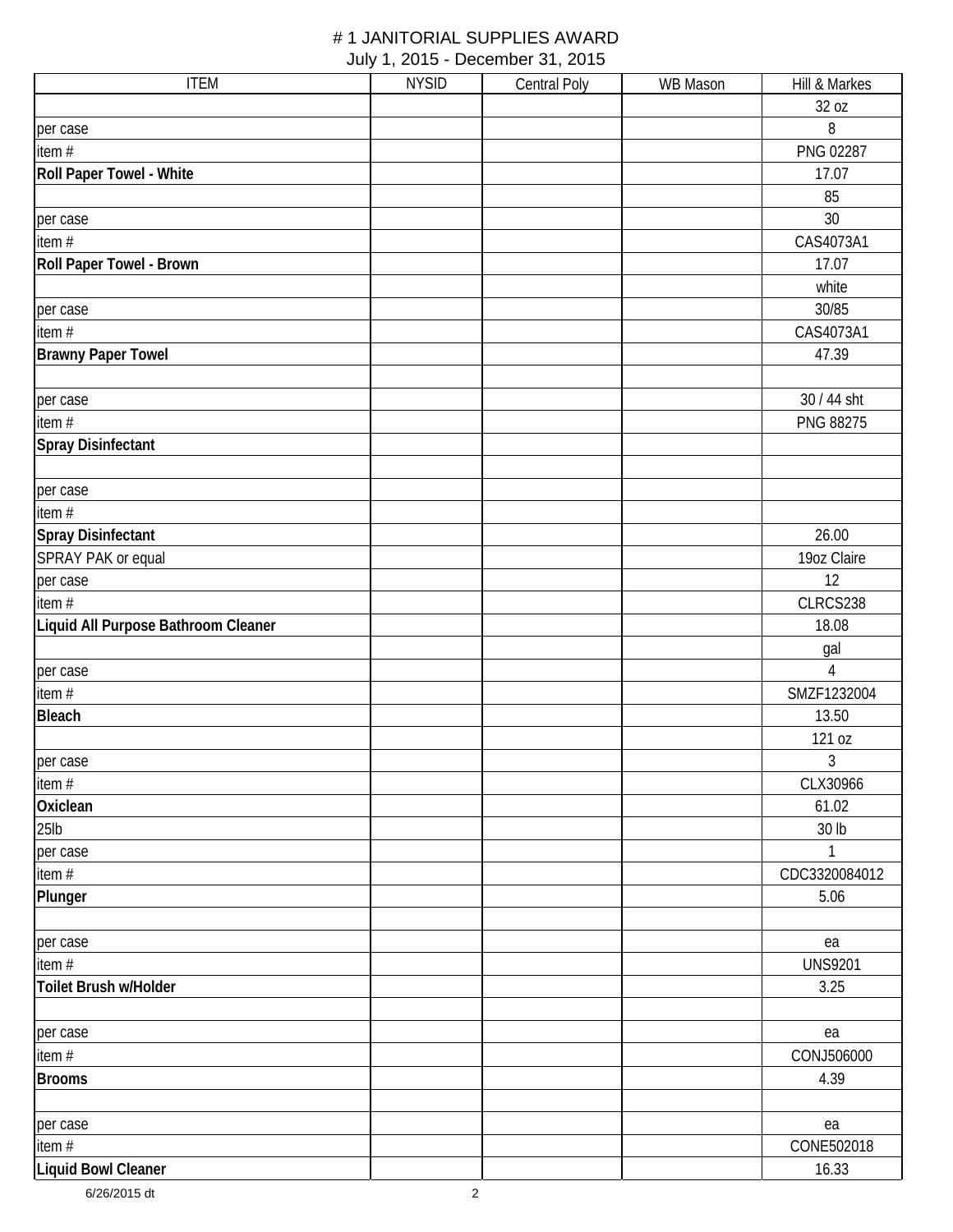# # 1 JANITORIAL SUPPLIES AWARD

July 1, 2015 - December 31, 2015

| ITEM | NYSID | Central Poly | WB Mason | Hill & Markes |
|---|---|---|---|---|
| | | | | 32 oz |
| per case | | | | 8 |
| item # | | | | PNG 02287 |
| **Roll Paper Towel - White** | | | | 17.07 |
| | | | | 85 |
| per case | | | | 30 |
| item # | | | | CAS4073A1 |
| **Roll Paper Towel - Brown** | | | | 17.07 |
| | | | | white |
| per case | | | | 30/85 |
| item # | | | | CAS4073A1 |
| **Brawny Paper Towel** | | | | 47.39 |
| | | | | |
| per case | | | | 30 / 44 sht |
| item # | | | | PNG 88275 |
| **Spray Disinfectant** | | | | |
| | | | | |
| per case | | | | |
| item # | | | | |
| **Spray Disinfectant** | | | | 26.00 |
| SPRAY PAK or equal | | | | 19oz Claire |
| per case | | | | 12 |
| item # | | | | CLRCS238 |
| **Liquid All Purpose Bathroom Cleaner** | | | | 18.08 |
| | | | | gal |
| per case | | | | 4 |
| item # | | | | SMZF1232004 |
| **Bleach** | | | | 13.50 |
| | | | | 121 oz |
| per case | | | | 3 |
| item # | | | | CLX30966 |
| **Oxiclean** | | | | 61.02 |
| 25lb | | | | 30 lb |
| per case | | | | 1 |
| item # | | | | CDC3320084012 |
| **Plunger** | | | | 5.06 |
| | | | | |
| per case | | | | ea |
| item # | | | | UNS9201 |
| **Toilet Brush w/Holder** | | | | 3.25 |
| | | | | |
| per case | | | | ea |
| item # | | | | CONJ506000 |
| **Brooms** | | | | 4.39 |
| | | | | |
| per case | | | | ea |
| item # | | | | CONE502018 |
| **Liquid Bowl Cleaner** | | | | 16.33 |

6/26/2015 dt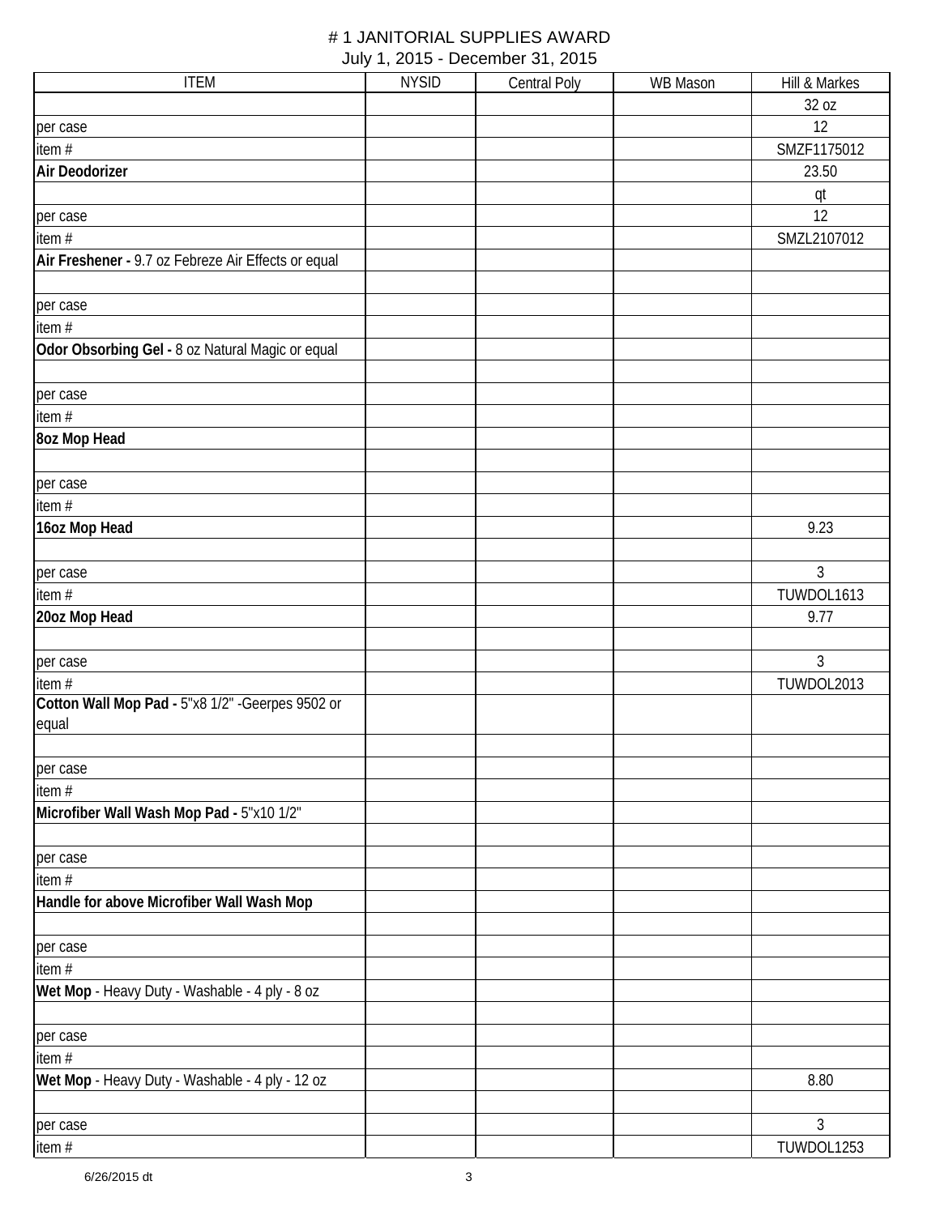# # 1 JANITORIAL SUPPLIES AWARD

July 1, 2015 - December 31, 2015

| ITEM | NYSID | Central Poly | WB Mason | Hill & Markes |
|---|---|---|---|---|
| | | | | 32 oz |
| per case | | | | 12 |
| item # | | | | SMZF1175012 |
| **Air Deodorizer** | | | | 23.50 |
| | | | | qt |
| per case | | | | 12 |
| item # | | | | SMZL2107012 |
| **Air Freshener -** 9.7 oz Febreze Air Effects or equal | | | | |
| | | | | |
| per case | | | | |
| item # | | | | |
| **Odor Obsorbing Gel -** 8 oz Natural Magic or equal | | | | |
| | | | | |
| per case | | | | |
| item # | | | | |
| **8oz Mop Head** | | | | |
| | | | | |
| per case | | | | |
| item # | | | | |
| **16oz Mop Head** | | | | 9.23 |
| | | | | |
| per case | | | | 3 |
| item # | | | | TUWDOL1613 |
| **20oz Mop Head** | | | | 9.77 |
| | | | | |
| per case | | | | 3 |
| item # | | | | TUWDOL2013 |
| **Cotton Wall Mop Pad -** 5"x8 1/2" -Geerpes 9502 or equal | | | | |
| | | | | |
| per case | | | | |
| item # | | | | |
| **Microfiber Wall Wash Mop Pad -** 5"x10 1/2" | | | | |
| | | | | |
| per case | | | | |
| item # | | | | |
| **Handle for above Microfiber Wall Wash Mop** | | | | |
| | | | | |
| per case | | | | |
| item # | | | | |
| **Wet Mop** - Heavy Duty - Washable - 4 ply - 8 oz | | | | |
| | | | | |
| per case | | | | |
| item # | | | | |
| **Wet Mop** - Heavy Duty - Washable - 4 ply - 12 oz | | | | 8.80 |
| | | | | |
| per case | | | | 3 |
| item # | | | | TUWDOL1253 |

6/26/2015 dt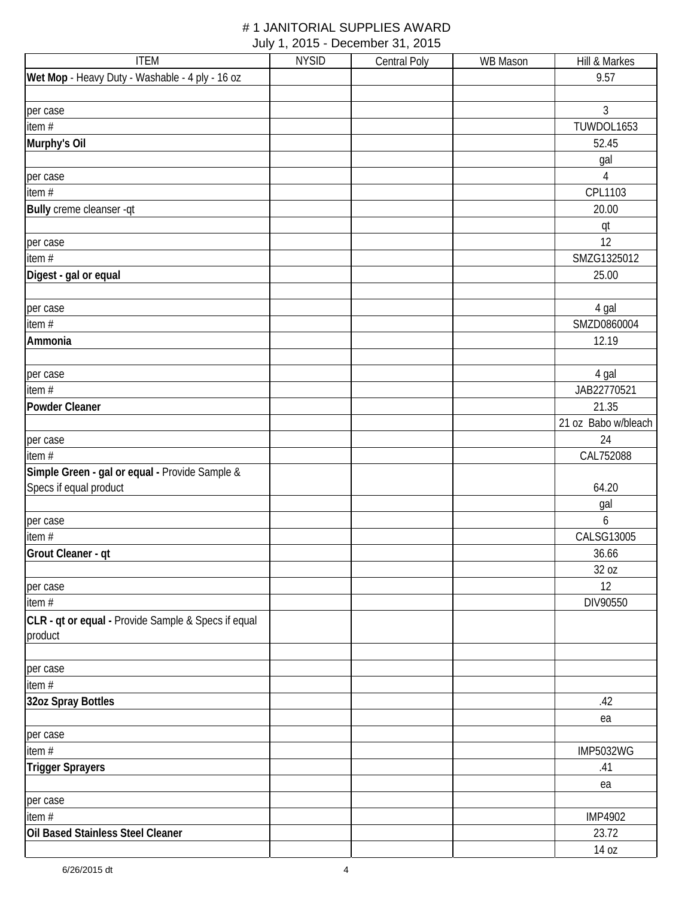# # 1 JANITORIAL SUPPLIES AWARD

July 1, 2015 - December 31, 2015

| ITEM | NYSID | Central Poly | WB Mason | Hill & Markes |
|---|---|---|---|---|
| **Wet Mop** - Heavy Duty - Washable - 4 ply - 16 oz | | | | 9.57 |
| | | | | |
| per case | | | | 3 |
| item # | | | | TUWDOL1653 |
| **Murphy's Oil** | | | | 52.45 |
| | | | | gal |
| per case | | | | 4 |
| item # | | | | CPL1103 |
| **Bully** creme cleanser -qt | | | | 20.00 |
| | | | | qt |
| per case | | | | 12 |
| item # | | | | SMZG1325012 |
| **Digest - gal or equal** | | | | 25.00 |
| | | | | |
| per case | | | | 4 gal |
| item # | | | | SMZD0860004 |
| **Ammonia** | | | | 12.19 |
| | | | | |
| per case | | | | 4 gal |
| item # | | | | JAB22770521 |
| **Powder Cleaner** | | | | 21.35 |
| | | | | 21 oz Babo w/bleach |
| per case | | | | 24 |
| item # | | | | CAL752088 |
| **Simple Green - gal or equal -** Provide Sample & Specs if equal product | | | | 64.20 |
| | | | | gal |
| per case | | | | 6 |
| item # | | | | CALSG13005 |
| **Grout Cleaner - qt** | | | | 36.66 |
| | | | | 32 oz |
| per case | | | | 12 |
| item # | | | | DIV90550 |
| **CLR - qt or equal -** Provide Sample & Specs if equal product | | | | |
| | | | | |
| per case | | | | |
| item # | | | | |
| **32oz Spray Bottles** | | | | .42 |
| | | | | ea |
| per case | | | | |
| item # | | | | IMP5032WG |
| **Trigger Sprayers** | | | | .41 |
| | | | | ea |
| per case | | | | |
| item # | | | | IMP4902 |
| **Oil Based Stainless Steel Cleaner** | | | | 23.72 |
| | | | | 14 oz |

6/26/2015 dt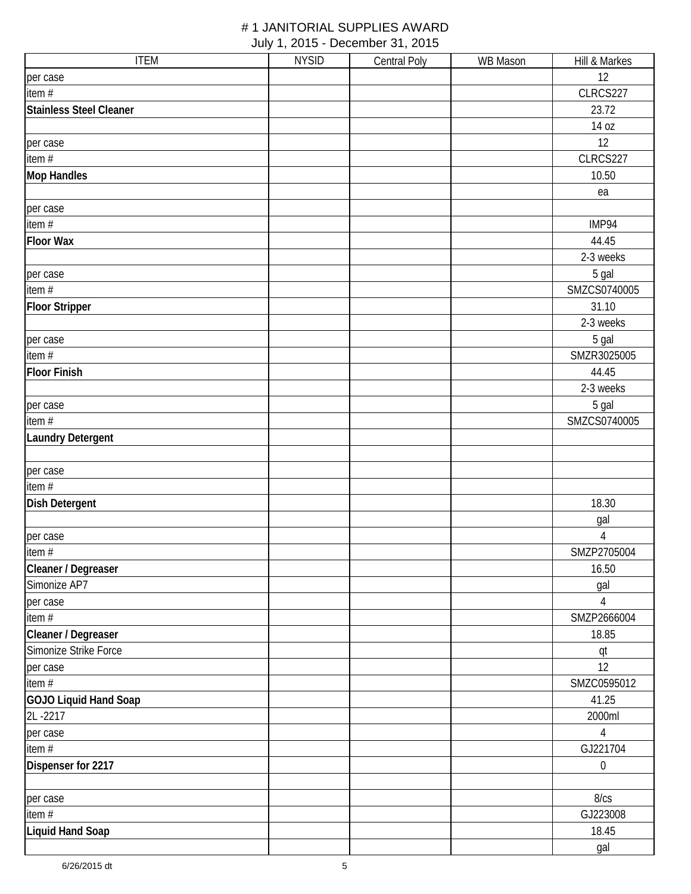# # 1 JANITORIAL SUPPLIES AWARD
July 1, 2015 - December 31, 2015

| ITEM | NYSID | Central Poly | WB Mason | Hill & Markes |
|---|---|---|---|---|
| per case | | | | 12 |
| item # | | | | CLRCS227 |
| **Stainless Steel Cleaner** | | | | 23.72 |
| | | | | 14 oz |
| per case | | | | 12 |
| item # | | | | CLRCS227 |
| **Mop Handles** | | | | 10.50 |
| | | | | ea |
| per case | | | | |
| item # | | | | IMP94 |
| **Floor Wax** | | | | 44.45 |
| | | | | 2-3 weeks |
| per case | | | | 5 gal |
| item # | | | | SMZCS0740005 |
| **Floor Stripper** | | | | 31.10 |
| | | | | 2-3 weeks |
| per case | | | | 5 gal |
| item # | | | | SMZR3025005 |
| **Floor Finish** | | | | 44.45 |
| | | | | 2-3 weeks |
| per case | | | | 5 gal |
| item # | | | | SMZCS0740005 |
| **Laundry Detergent** | | | | |
| | | | | |
| per case | | | | |
| item # | | | | |
| **Dish Detergent** | | | | 18.30 |
| | | | | gal |
| per case | | | | 4 |
| item # | | | | SMZP2705004 |
| **Cleaner / Degreaser** | | | | 16.50 |
| Simonize AP7 | | | | gal |
| per case | | | | 4 |
| item # | | | | SMZP2666004 |
| **Cleaner / Degreaser** | | | | 18.85 |
| Simonize Strike Force | | | | qt |
| per case | | | | 12 |
| item # | | | | SMZC0595012 |
| **GOJO Liquid Hand Soap** | | | | 41.25 |
| 2L -2217 | | | | 2000ml |
| per case | | | | 4 |
| item # | | | | GJ221704 |
| **Dispenser for 2217** | | | | 0 |
| | | | | |
| per case | | | | 8/cs |
| item # | | | | GJ223008 |
| **Liquid Hand Soap** | | | | 18.45 |
| | | | | gal |

6/26/2015 dt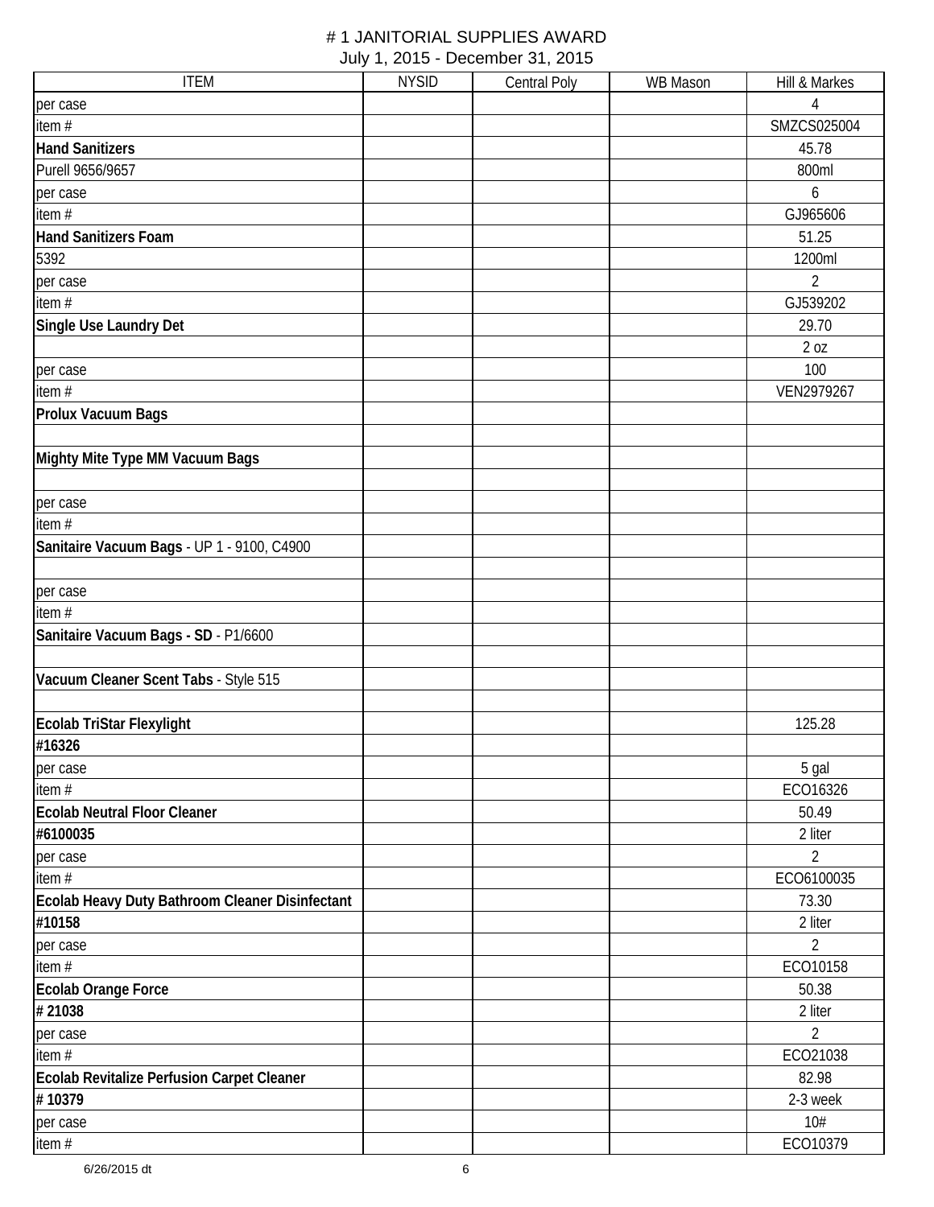# # 1 JANITORIAL SUPPLIES AWARD

July 1, 2015 - December 31, 2015

| ITEM | NYSID | Central Poly | WB Mason | Hill & Markes |
|---|---|---|---|---|
| per case | | | | 4 |
| item # | | | | SMZCS025004 |
| **Hand Sanitizers** | | | | 45.78 |
| Purell 9656/9657 | | | | 800ml |
| per case | | | | 6 |
| item # | | | | GJ965606 |
| **Hand Sanitizers Foam** | | | | 51.25 |
| 5392 | | | | 1200ml |
| per case | | | | 2 |
| item # | | | | GJ539202 |
| **Single Use Laundry Det** | | | | 29.70 |
| | | | | 2 oz |
| per case | | | | 100 |
| item # | | | | VEN2979267 |
| **Prolux Vacuum Bags** | | | | |
| | | | | |
| **Mighty Mite Type MM Vacuum Bags** | | | | |
| | | | | |
| per case | | | | |
| item # | | | | |
| **Sanitaire Vacuum Bags** - UP 1 - 9100, C4900 | | | | |
| | | | | |
| per case | | | | |
| item # | | | | |
| **Sanitaire Vacuum Bags - SD** - P1/6600 | | | | |
| | | | | |
| **Vacuum Cleaner Scent Tabs** - Style 515 | | | | |
| | | | | |
| **Ecolab TriStar Flexylight** | | | | 125.28 |
| **#16326** | | | | |
| per case | | | | 5 gal |
| item # | | | | ECO16326 |
| **Ecolab Neutral Floor Cleaner** | | | | 50.49 |
| **#6100035** | | | | 2 liter |
| per case | | | | 2 |
| item # | | | | ECO6100035 |
| **Ecolab Heavy Duty Bathroom Cleaner Disinfectant** | | | | 73.30 |
| **#10158** | | | | 2 liter |
| per case | | | | 2 |
| item # | | | | ECO10158 |
| **Ecolab Orange Force** | | | | 50.38 |
| **# 21038** | | | | 2 liter |
| per case | | | | 2 |
| item # | | | | ECO21038 |
| **Ecolab Revitalize Perfusion Carpet Cleaner** | | | | 82.98 |
| **# 10379** | | | | 2-3 week |
| per case | | | | 10# |
| item # | | | | ECO10379 |

6/26/2015 dt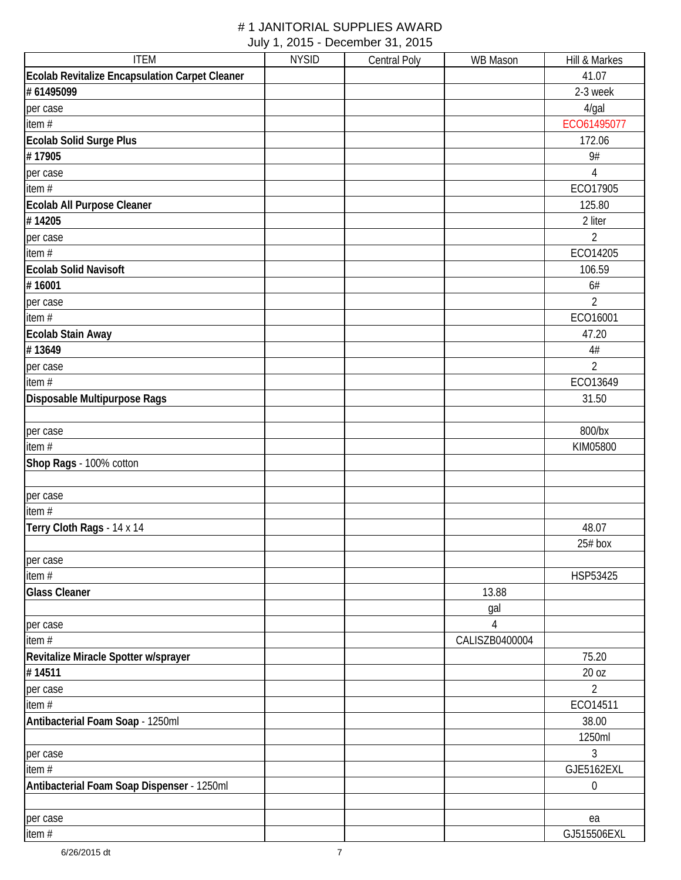# # 1 JANITORIAL SUPPLIES AWARD

July 1, 2015 - December 31, 2015

| ITEM | NYSID | Central Poly | WB Mason | Hill & Markes |
|---|---|---|---|---|
| **Ecolab Revitalize Encapsulation Carpet Cleaner** | | | | 41.07 |
| **# 61495099** | | | | 2-3 week |
| per case | | | | 4/gal |
| item # | | | | ECO61495077 |
| **Ecolab Solid Surge Plus** | | | | 172.06 |
| **# 17905** | | | | 9# |
| per case | | | | 4 |
| item # | | | | ECO17905 |
| **Ecolab All Purpose Cleaner** | | | | 125.80 |
| **# 14205** | | | | 2 liter |
| per case | | | | 2 |
| item # | | | | ECO14205 |
| **Ecolab Solid Navisoft** | | | | 106.59 |
| **# 16001** | | | | 6# |
| per case | | | | 2 |
| item # | | | | ECO16001 |
| **Ecolab Stain Away** | | | | 47.20 |
| **# 13649** | | | | 4# |
| per case | | | | 2 |
| item # | | | | ECO13649 |
| **Disposable Multipurpose Rags** | | | | 31.50 |
| | | | | |
| per case | | | | 800/bx |
| item # | | | | KIM05800 |
| **Shop Rags** - 100% cotton | | | | |
| | | | | |
| per case | | | | |
| item # | | | | |
| **Terry Cloth Rags** - 14 x 14 | | | | 48.07 |
| | | | | 25# box |
| per case | | | | |
| item # | | | | HSP53425 |
| **Glass Cleaner** | | | 13.88 | |
| | | | gal | |
| per case | | | 4 | |
| item # | | | CALISZB0400004 | |
| **Revitalize Miracle Spotter w/sprayer** | | | | 75.20 |
| **# 14511** | | | | 20 oz |
| per case | | | | 2 |
| item # | | | | ECO14511 |
| **Antibacterial Foam Soap** - 1250ml | | | | 38.00 |
| | | | | 1250ml |
| per case | | | | 3 |
| item # | | | | GJE5162EXL |
| **Antibacterial Foam Soap Dispenser** - 1250ml | | | | 0 |
| | | | | |
| per case | | | | ea |
| item # | | | | GJ515506EXL |

6/26/2015 dt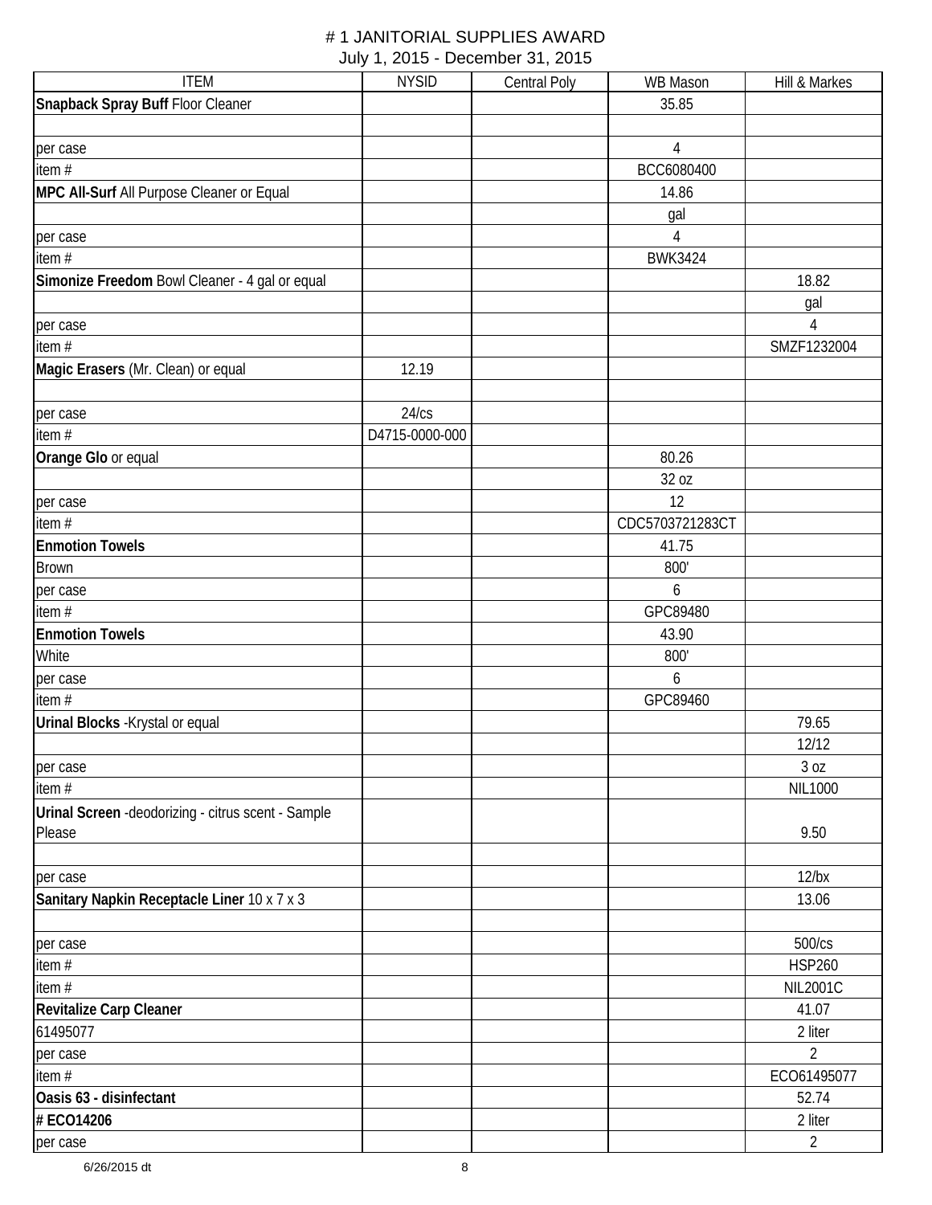# # 1 JANITORIAL SUPPLIES AWARD

July 1, 2015 - December 31, 2015

| ITEM | NYSID | Central Poly | WB Mason | Hill & Markes |
|---|---|---|---|---|
| **Snapback Spray Buff** Floor Cleaner | | | 35.85 | |
| | | | | |
| per case | | | 4 | |
| item # | | | BCC6080400 | |
| **MPC All-Surf** All Purpose Cleaner or Equal | | | 14.86 | |
| | | | gal | |
| per case | | | 4 | |
| item # | | | BWK3424 | |
| **Simonize Freedom** Bowl Cleaner - 4 gal or equal | | | | 18.82 |
| | | | | gal |
| per case | | | | 4 |
| item # | | | | SMZF1232004 |
| **Magic Erasers** (Mr. Clean) or equal | 12.19 | | | |
| | | | | |
| per case | 24/cs | | | |
| item # | D4715-0000-000 | | | |
| **Orange Glo** or equal | | | 80.26 | |
| | | | 32 oz | |
| per case | | | 12 | |
| item # | | | CDC5703721283CT | |
| **Enmotion Towels** | | | 41.75 | |
| Brown | | | 800' | |
| per case | | | 6 | |
| item # | | | GPC89480 | |
| **Enmotion Towels** | | | 43.90 | |
| White | | | 800' | |
| per case | | | 6 | |
| item # | | | GPC89460 | |
| **Urinal Blocks** -Krystal or equal | | | | 79.65 |
| | | | | 12/12 |
| per case | | | | 3 oz |
| item # | | | | NIL1000 |
| **Urinal Screen** -deodorizing - citrus scent - Sample Please | | | | 9.50 |
| | | | | |
| per case | | | | 12/bx |
| **Sanitary Napkin Receptacle Liner** 10 x 7 x 3 | | | | 13.06 |
| | | | | |
| per case | | | | 500/cs |
| item # | | | | HSP260 |
| item # | | | | NIL2001C |
| **Revitalize Carp Cleaner** | | | | 41.07 |
| 61495077 | | | | 2 liter |
| per case | | | | 2 |
| item # | | | | ECO61495077 |
| **Oasis 63 - disinfectant** | | | | 52.74 |
| **# ECO14206** | | | | 2 liter |
| per case | | | | 2 |

6/26/2015 dt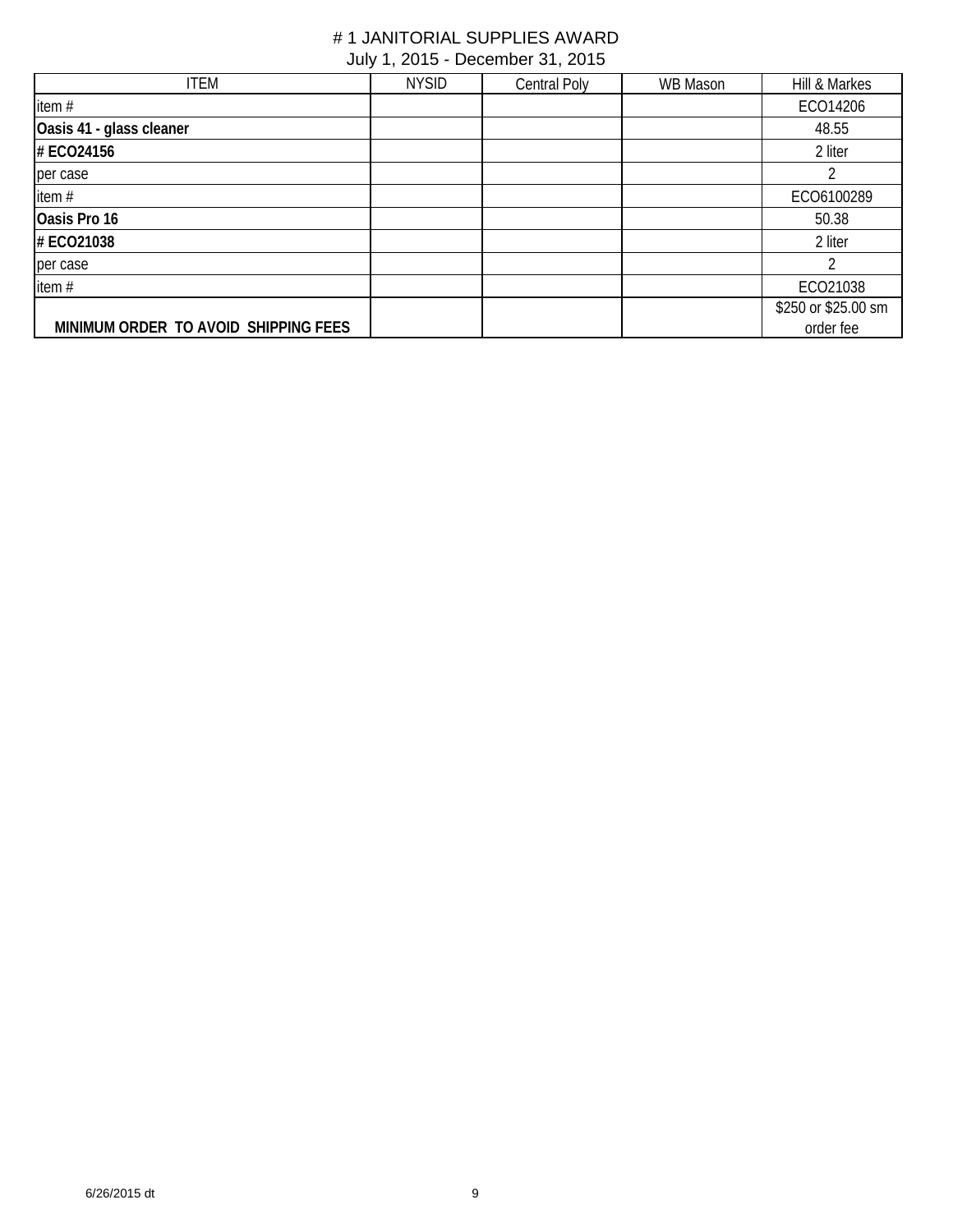# # 1 JANITORIAL SUPPLIES AWARD

July 1, 2015 - December 31, 2015

| ITEM | NYSID | Central Poly | WB Mason | Hill & Markes |
|---|---|---|---|---|
| item # | | | | ECO14206 |
| **Oasis 41 - glass cleaner** | | | | 48.55 |
| **# ECO24156** | | | | 2 liter |
| per case | | | | 2 |
| item # | | | | ECO6100289 |
| **Oasis Pro 16** | | | | 50.38 |
| **# ECO21038** | | | | 2 liter |
| per case | | | | 2 |
| item # | | | | ECO21038 |
| **MINIMUM ORDER TO AVOID SHIPPING FEES** | | | | $250 or $25.00 sm order fee |

6/26/2015 dt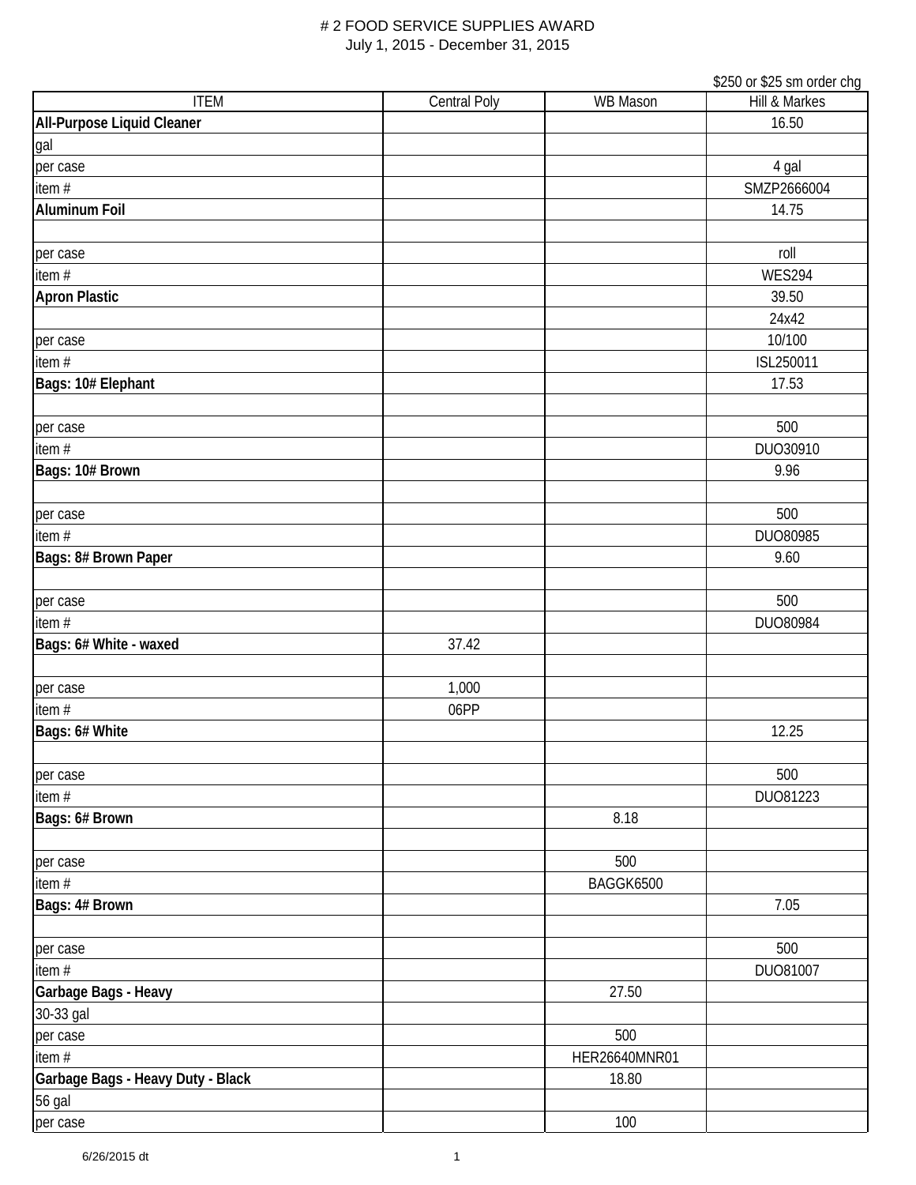# # 2 FOOD SERVICE SUPPLIES AWARD

July 1, 2015 - December 31, 2015

$250 or $25 sm order chg

| ITEM | Central Poly | WB Mason | Hill & Markes |
|---|---|---|---|
| **All-Purpose Liquid Cleaner** | | | 16.50 |
| gal | | | |
| per case | | | 4 gal |
| item # | | | SMZP2666004 |
| **Aluminum Foil** | | | 14.75 |
| | | | |
| per case | | | roll |
| item # | | | WES294 |
| **Apron Plastic** | | | 39.50 |
| | | | 24x42 |
| per case | | | 10/100 |
| item # | | | ISL250011 |
| **Bags: 10# Elephant** | | | 17.53 |
| | | | |
| per case | | | 500 |
| item # | | | DUO30910 |
| **Bags: 10# Brown** | | | 9.96 |
| | | | |
| per case | | | 500 |
| item # | | | DUO80985 |
| **Bags: 8# Brown Paper** | | | 9.60 |
| | | | |
| per case | | | 500 |
| item # | | | DUO80984 |
| **Bags: 6# White - waxed** | 37.42 | | |
| | | | |
| per case | 1,000 | | |
| item # | 06PP | | |
| **Bags: 6# White** | | | 12.25 |
| | | | |
| per case | | | 500 |
| item # | | | DUO81223 |
| **Bags: 6# Brown** | | 8.18 | |
| | | | |
| per case | | 500 | |
| item # | | BAGGK6500 | |
| **Bags: 4# Brown** | | | 7.05 |
| | | | |
| per case | | | 500 |
| item # | | | DUO81007 |
| **Garbage Bags - Heavy** | | 27.50 | |
| 30-33 gal | | | |
| per case | | 500 | |
| item # | | HER26640MNR01 | |
| **Garbage Bags - Heavy Duty - Black** | | 18.80 | |
| 56 gal | | | |
| per case | | 100 | |

6/26/2015 dt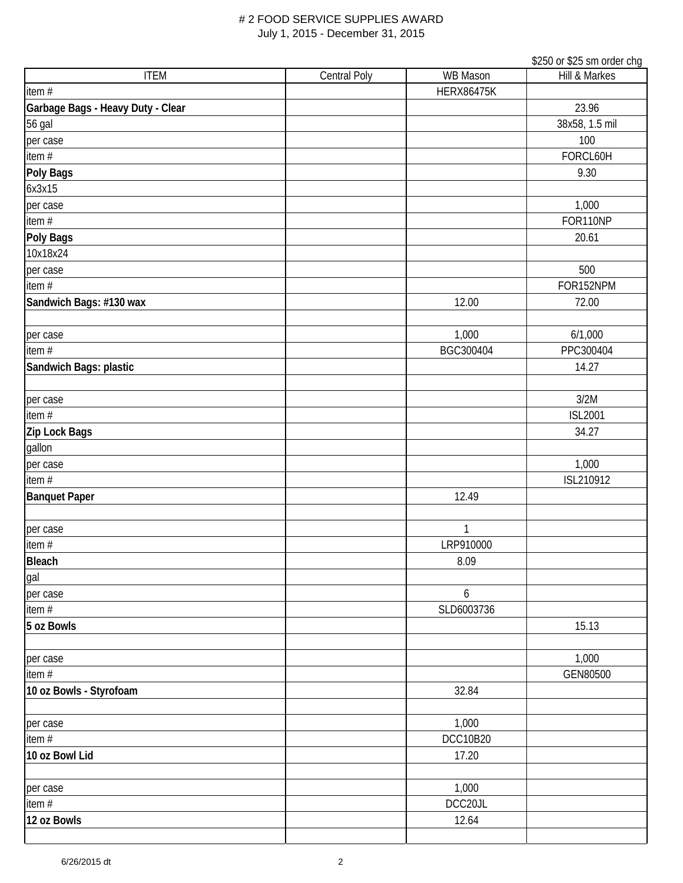# 2 FOOD SERVICE SUPPLIES AWARD
July 1, 2015 - December 31, 2015

| ITEM | Central Poly | WB Mason | Hill & Markes |
|---|---|---|---|
| | | | $250 or $25 sm order chg |
| item # | | HERX86475K | |
| **Garbage Bags - Heavy Duty - Clear** | | | 23.96 |
| 56 gal | | | 38x58, 1.5 mil |
| per case | | | 100 |
| item # | | | FORCL60H |
| **Poly Bags** | | | 9.30 |
| 6x3x15 | | | |
| per case | | | 1,000 |
| item # | | | FOR110NP |
| **Poly Bags** | | | 20.61 |
| 10x18x24 | | | |
| per case | | | 500 |
| item # | | | FOR152NPM |
| **Sandwich Bags: #130 wax** | | 12.00 | 72.00 |
| | | | |
| per case | | 1,000 | 6/1,000 |
| item # | | BGC300404 | PPC300404 |
| **Sandwich Bags: plastic** | | | 14.27 |
| | | | |
| per case | | | 3/2M |
| item # | | | ISL2001 |
| **Zip Lock Bags** | | | 34.27 |
| gallon | | | |
| per case | | | 1,000 |
| item # | | | ISL210912 |
| **Banquet Paper** | | 12.49 | |
| | | | |
| per case | | 1 | |
| item # | | LRP910000 | |
| **Bleach** | | 8.09 | |
| gal | | | |
| per case | | 6 | |
| item # | | SLD6003736 | |
| **5 oz Bowls** | | | 15.13 |
| | | | |
| per case | | | 1,000 |
| item # | | | GEN80500 |
| **10 oz Bowls - Styrofoam** | | 32.84 | |
| | | | |
| per case | | 1,000 | |
| item # | | DCC10B20 | |
| **10 oz Bowl Lid** | | 17.20 | |
| | | | |
| per case | | 1,000 | |
| item # | | DCC20JL | |
| **12 oz Bowls** | | 12.64 | |
| | | | |

6/26/2015 dt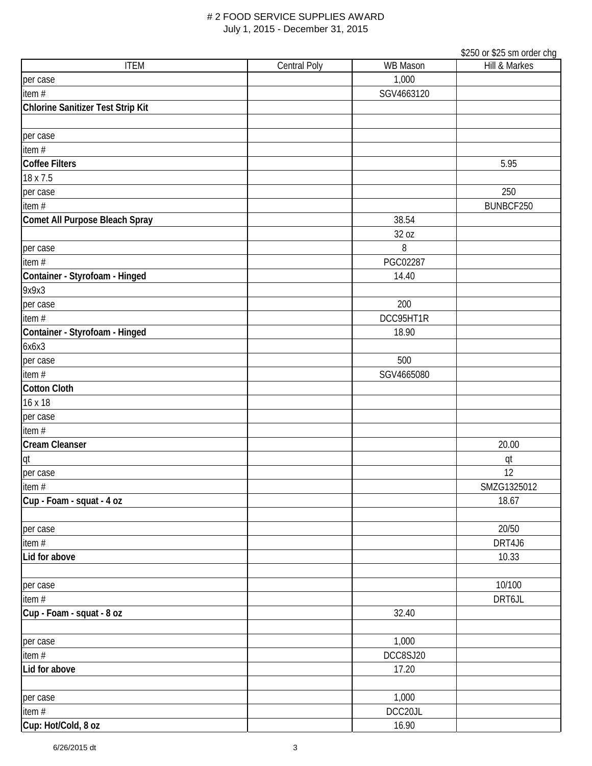# # 2 FOOD SERVICE SUPPLIES AWARD

July 1, 2015 - December 31, 2015

$250 or $25 sm order chg

| ITEM | Central Poly | WB Mason | Hill & Markes |
|---|---|---|---|
| per case | | 1,000 | |
| item # | | SGV4663120 | |
| **Chlorine Sanitizer Test Strip Kit** | | | |
| | | | |
| per case | | | |
| item # | | | |
| **Coffee Filters** | | | 5.95 |
| 18 x 7.5 | | | |
| per case | | | 250 |
| item # | | | BUNBCF250 |
| **Comet All Purpose Bleach Spray** | | 38.54 | |
| | | 32 oz | |
| per case | | 8 | |
| item # | | PGC02287 | |
| **Container - Styrofoam - Hinged** | | 14.40 | |
| 9x9x3 | | | |
| per case | | 200 | |
| item # | | DCC95HT1R | |
| **Container - Styrofoam - Hinged** | | 18.90 | |
| 6x6x3 | | | |
| per case | | 500 | |
| item # | | SGV4665080 | |
| **Cotton Cloth** | | | |
| 16 x 18 | | | |
| per case | | | |
| item # | | | |
| **Cream Cleanser** | | | 20.00 |
| qt | | | qt |
| per case | | | 12 |
| item # | | | SMZG1325012 |
| **Cup - Foam - squat - 4 oz** | | | 18.67 |
| | | | |
| per case | | | 20/50 |
| item # | | | DRT4J6 |
| **Lid for above** | | | 10.33 |
| | | | |
| per case | | | 10/100 |
| item # | | | DRT6JL |
| **Cup - Foam - squat - 8 oz** | | 32.40 | |
| | | | |
| per case | | 1,000 | |
| item # | | DCC8SJ20 | |
| **Lid for above** | | 17.20 | |
| | | | |
| per case | | 1,000 | |
| item # | | DCC20JL | |
| **Cup: Hot/Cold, 8 oz** | | 16.90 | |

6/26/2015 dt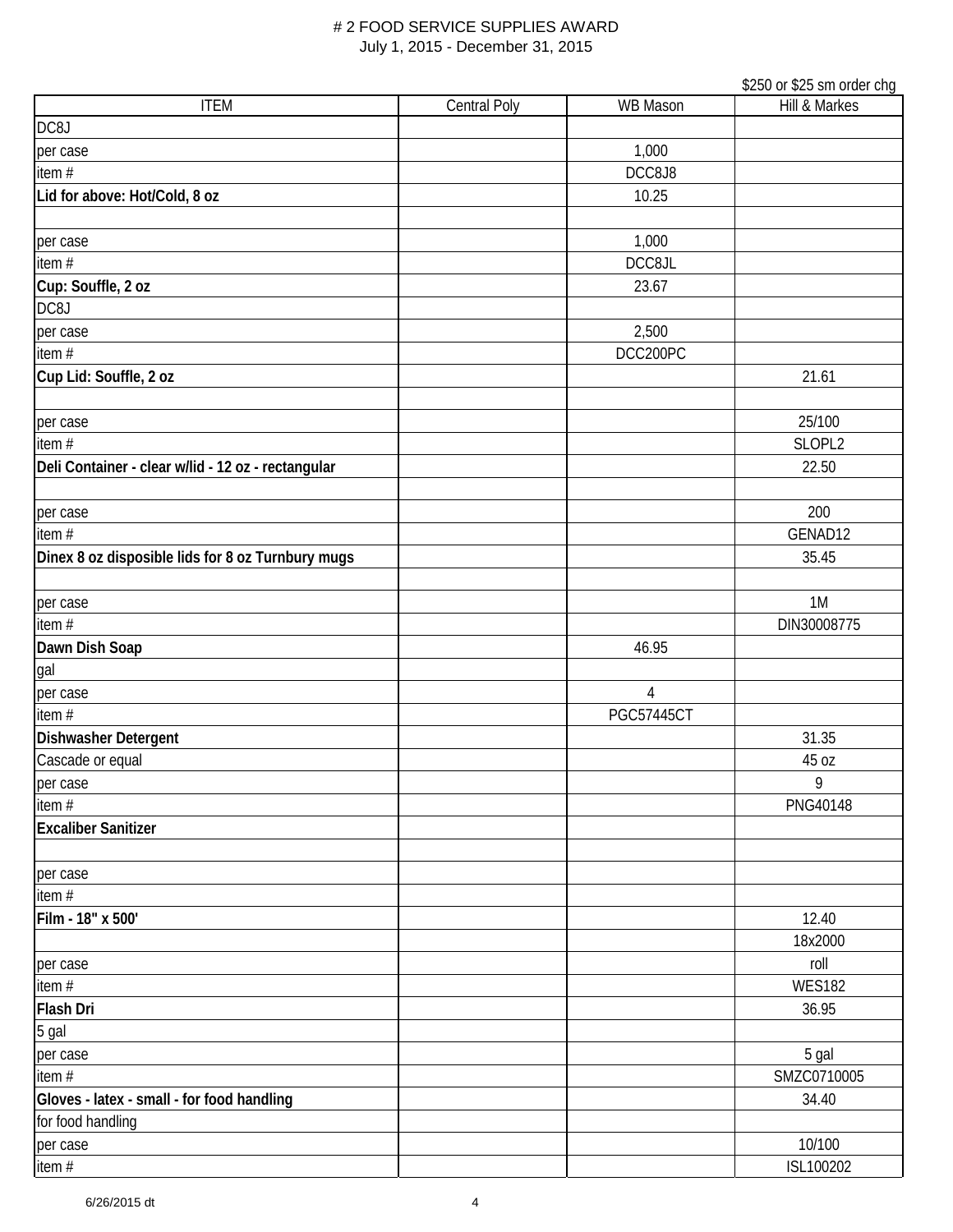# # 2 FOOD SERVICE SUPPLIES AWARD
July 1, 2015 - December 31, 2015

$250 or $25 sm order chg

| ITEM | Central Poly | WB Mason | Hill & Markes |
|---|---|---|---|
| DC8J | | | |
| per case | | 1,000 | |
| item # | | DCC8J8 | |
| **Lid for above: Hot/Cold, 8 oz** | | 10.25 | |
| | | | |
| per case | | 1,000 | |
| item # | | DCC8JL | |
| **Cup: Souffle, 2 oz** | | 23.67 | |
| DC8J | | | |
| per case | | 2,500 | |
| item # | | DCC200PC | |
| **Cup Lid: Souffle, 2 oz** | | | 21.61 |
| | | | |
| per case | | | 25/100 |
| item # | | | SLOPL2 |
| **Deli Container - clear w/lid - 12 oz - rectangular** | | | 22.50 |
| | | | |
| per case | | | 200 |
| item # | | | GENAD12 |
| **Dinex 8 oz disposible lids for 8 oz Turnbury mugs** | | | 35.45 |
| | | | |
| per case | | | 1M |
| item # | | | DIN30008775 |
| **Dawn Dish Soap** | | 46.95 | |
| gal | | | |
| per case | | 4 | |
| item # | | PGC57445CT | |
| **Dishwasher Detergent** | | | 31.35 |
| Cascade or equal | | | 45 oz |
| per case | | | 9 |
| item # | | | PNG40148 |
| **Excaliber Sanitizer** | | | |
| | | | |
| per case | | | |
| item # | | | |
| **Film - 18" x 500'** | | | 12.40 |
| | | | 18x2000 |
| per case | | | roll |
| item # | | | WES182 |
| **Flash Dri** | | | 36.95 |
| 5 gal | | | |
| per case | | | 5 gal |
| item # | | | SMZC0710005 |
| **Gloves - latex - small - for food handling** | | | 34.40 |
| for food handling | | | |
| per case | | | 10/100 |
| item # | | | ISL100202 |

6/26/2015 dt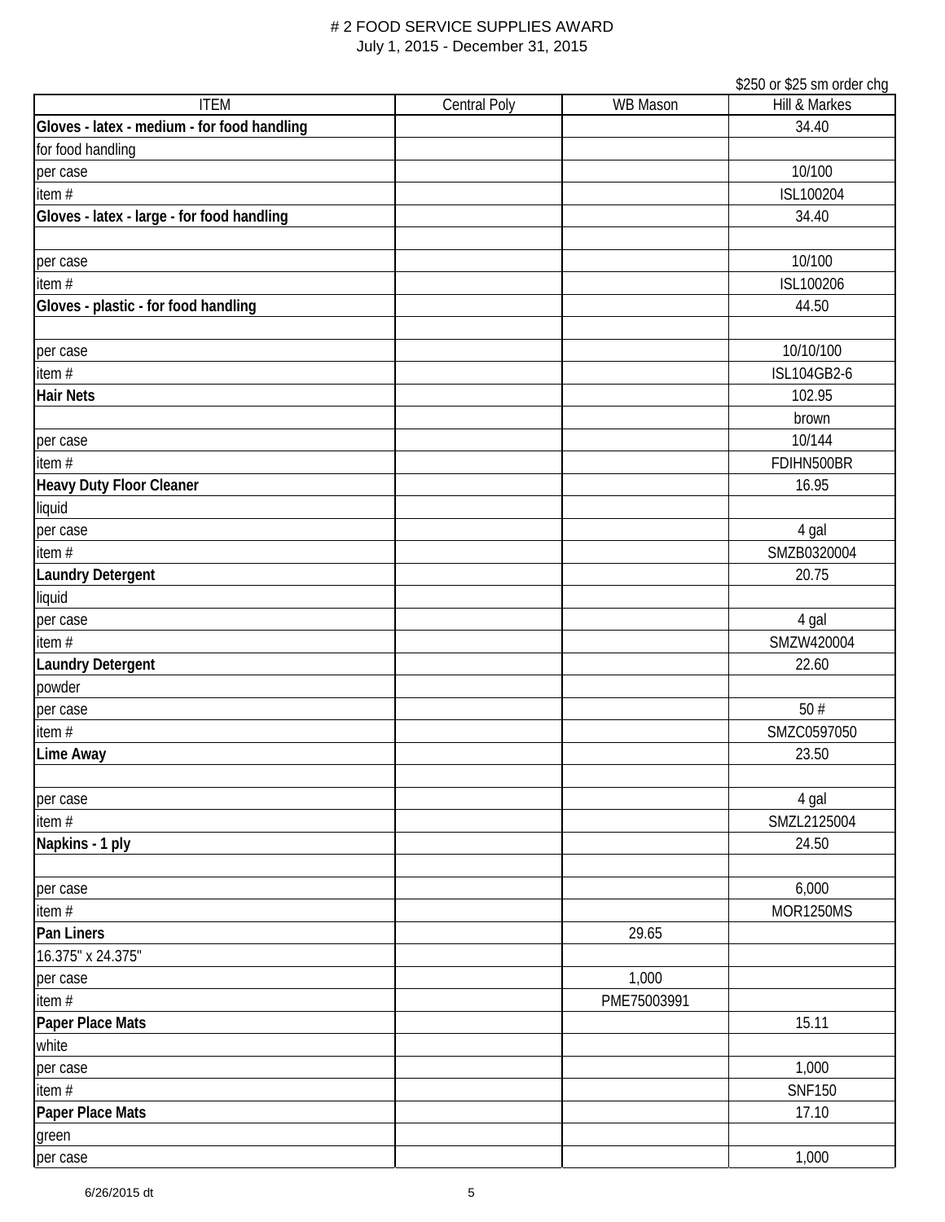// 2 FOOD SERVICE SUPPLIES AWARD

July 1, 2015 - December 31, 2015

| ITEM | Central Poly | WB Mason | $250 or $25 sm order chg<br>Hill & Markes |
|---|---|---|---|
| **Gloves - latex - medium - for food handling** | | | 34.40 |
| for food handling | | | |
| per case | | | 10/100 |
| item # | | | ISL100204 |
| **Gloves - latex - large - for food handling** | | | 34.40 |
| | | | |
| per case | | | 10/100 |
| item # | | | ISL100206 |
| **Gloves - plastic - for food handling** | | | 44.50 |
| | | | |
| per case | | | 10/10/100 |
| item # | | | ISL104GB2-6 |
| **Hair Nets** | | | 102.95 |
| | | | brown |
| per case | | | 10/144 |
| item # | | | FDIHN500BR |
| **Heavy Duty Floor Cleaner** | | | 16.95 |
| liquid | | | |
| per case | | | 4 gal |
| item # | | | SMZB0320004 |
| **Laundry Detergent** | | | 20.75 |
| liquid | | | |
| per case | | | 4 gal |
| item # | | | SMZW420004 |
| **Laundry Detergent** | | | 22.60 |
| powder | | | |
| per case | | | 50 # |
| item # | | | SMZC0597050 |
| **Lime Away** | | | 23.50 |
| | | | |
| per case | | | 4 gal |
| item # | | | SMZL2125004 |
| **Napkins - 1 ply** | | | 24.50 |
| | | | |
| per case | | | 6,000 |
| item # | | | MOR1250MS |
| **Pan Liners** | | 29.65 | |
| 16.375" x 24.375" | | | |
| per case | | 1,000 | |
| item # | | PME75003991 | |
| **Paper Place Mats** | | | 15.11 |
| white | | | |
| per case | | | 1,000 |
| item # | | | SNF150 |
| **Paper Place Mats** | | | 17.10 |
| green | | | |
| per case | | | 1,000 |

6/26/2015 dt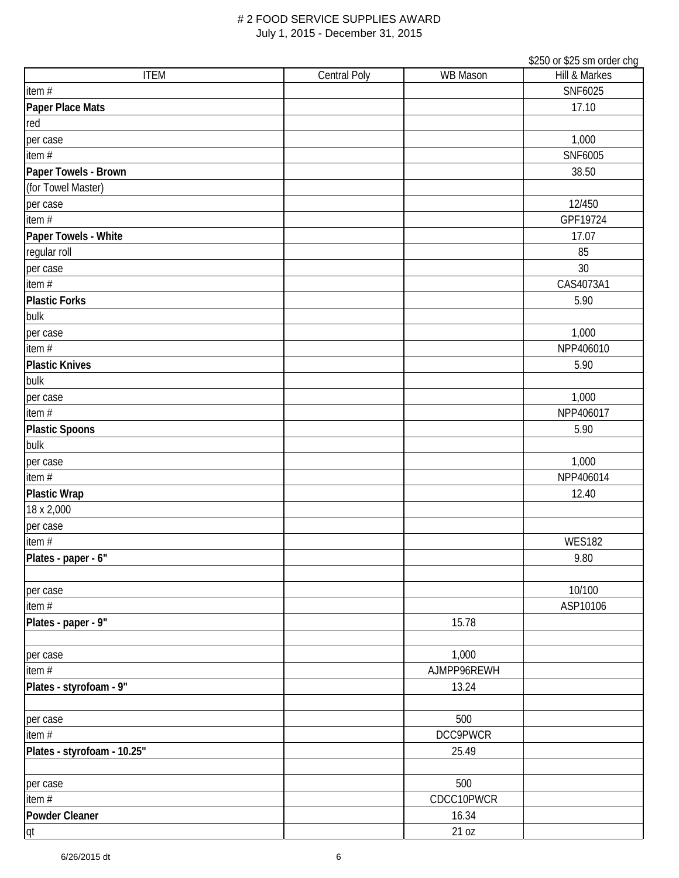# # 2 FOOD SERVICE SUPPLIES AWARD

July 1, 2015 - December 31, 2015

| ITEM | Central Poly | WB Mason | $250 or $25 sm order chg<br>Hill & Markes |
|---|---|---|---|
| item # | | | SNF6025 |
| **Paper Place Mats** | | | 17.10 |
| red | | | |
| per case | | | 1,000 |
| item # | | | SNF6005 |
| **Paper Towels - Brown** | | | 38.50 |
| (for Towel Master) | | | |
| per case | | | 12/450 |
| item # | | | GPF19724 |
| **Paper Towels - White** | | | 17.07 |
| regular roll | | | 85 |
| per case | | | 30 |
| item # | | | CAS4073A1 |
| **Plastic Forks** | | | 5.90 |
| bulk | | | |
| per case | | | 1,000 |
| item # | | | NPP406010 |
| **Plastic Knives** | | | 5.90 |
| bulk | | | |
| per case | | | 1,000 |
| item # | | | NPP406017 |
| **Plastic Spoons** | | | 5.90 |
| bulk | | | |
| per case | | | 1,000 |
| item # | | | NPP406014 |
| **Plastic Wrap** | | | 12.40 |
| 18 x 2,000 | | | |
| per case | | | |
| item # | | | WES182 |
| **Plates - paper - 6"** | | | 9.80 |
| | | | |
| per case | | | 10/100 |
| item # | | | ASP10106 |
| **Plates - paper - 9"** | | 15.78 | |
| | | | |
| per case | | 1,000 | |
| item # | | AJMPP96REWH | |
| **Plates - styrofoam - 9"** | | 13.24 | |
| | | | |
| per case | | 500 | |
| item # | | DCC9PWCR | |
| **Plates - styrofoam - 10.25"** | | 25.49 | |
| | | | |
| per case | | 500 | |
| item # | | CDCC10PWCR | |
| **Powder Cleaner** | | 16.34 | |
| qt | | 21 oz | |

6/26/2015 dt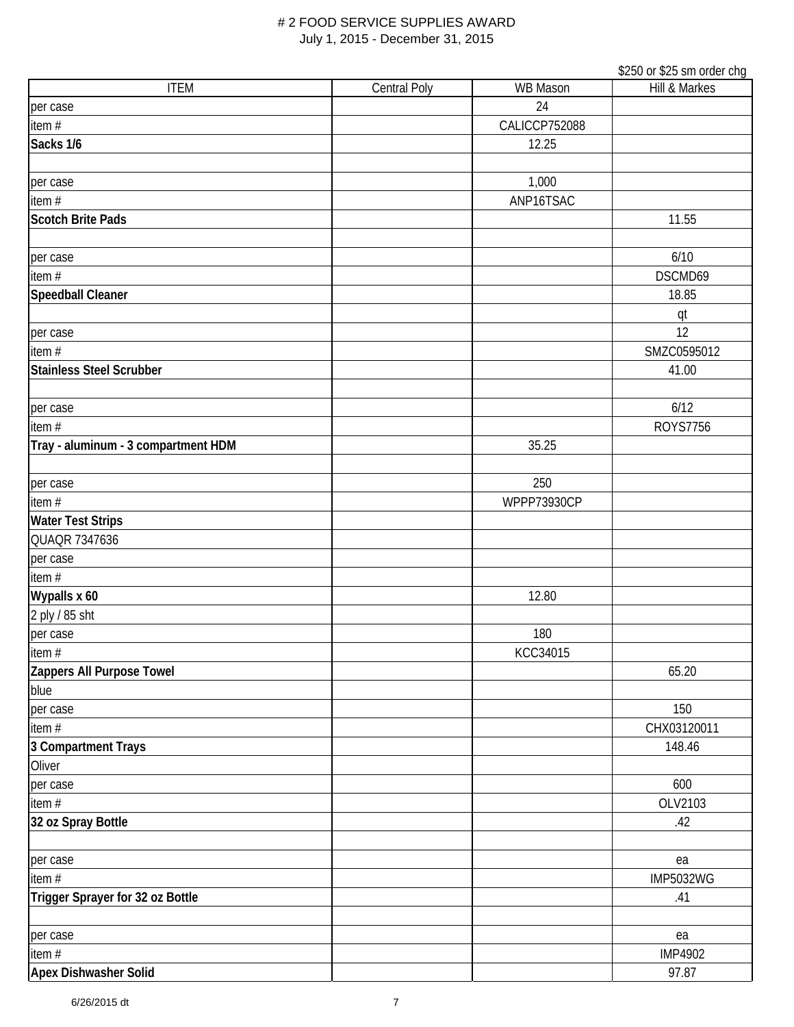# # 2 FOOD SERVICE SUPPLIES AWARD

July 1, 2015 - December 31, 2015

| ITEM | Central Poly | WB Mason | Hill & Markes<br>$250 or $25 sm order chg |
|---|---|---|---|
| per case | | 24 | |
| item # | | CALICCP752088 | |
| **Sacks 1/6** | | 12.25 | |
| | | | |
| per case | | 1,000 | |
| item # | | ANP16TSAC | |
| **Scotch Brite Pads** | | | 11.55 |
| | | | |
| per case | | | 6/10 |
| item # | | | DSCMD69 |
| **Speedball Cleaner** | | | 18.85 |
| | | | qt |
| per case | | | 12 |
| item # | | | SMZC0595012 |
| **Stainless Steel Scrubber** | | | 41.00 |
| | | | |
| per case | | | 6/12 |
| item # | | | ROYS7756 |
| **Tray - aluminum - 3 compartment HDM** | | 35.25 | |
| | | | |
| per case | | 250 | |
| item # | | WPPP73930CP | |
| **Water Test Strips** | | | |
| QUAQR 7347636 | | | |
| per case | | | |
| item # | | | |
| **Wypalls x 60** | | 12.80 | |
| 2 ply / 85 sht | | | |
| per case | | 180 | |
| item # | | KCC34015 | |
| **Zappers All Purpose Towel** | | | 65.20 |
| blue | | | |
| per case | | | 150 |
| item # | | | CHX03120011 |
| **3 Compartment Trays** | | | 148.46 |
| Oliver | | | |
| per case | | | 600 |
| item # | | | OLV2103 |
| **32 oz Spray Bottle** | | | .42 |
| | | | |
| per case | | | ea |
| item # | | | IMP5032WG |
| **Trigger Sprayer for 32 oz Bottle** | | | .41 |
| | | | |
| per case | | | ea |
| item # | | | IMP4902 |
| **Apex Dishwasher Solid** | | | 97.87 |

6/26/2015 dt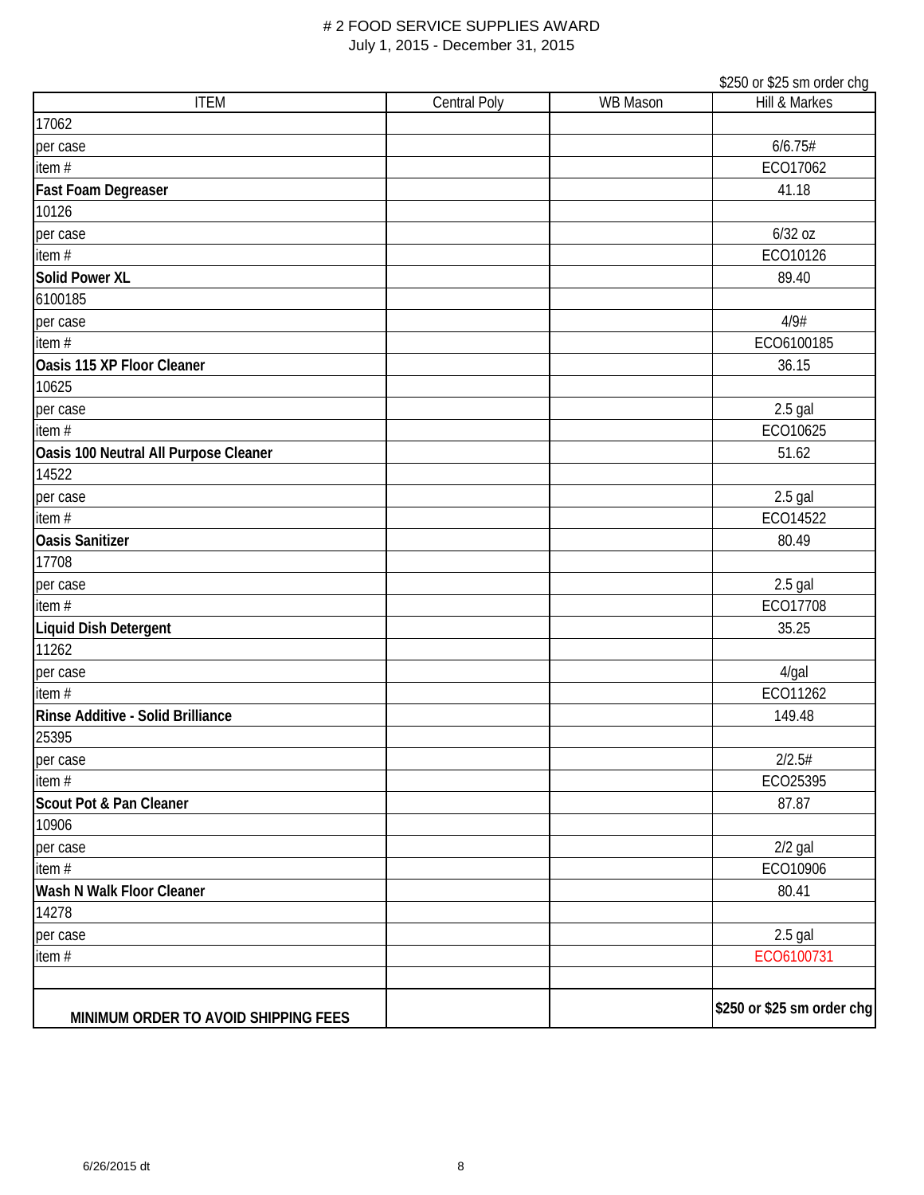# 2 FOOD SERVICE SUPPLIES AWARD
July 1, 2015 - December 31, 2015

$250 or $25 sm order chg

| ITEM | Central Poly | WB Mason | Hill & Markes |
|---|---|---|---|
| 17062 | | | |
| per case | | | 6/6.75# |
| item # | | | ECO17062 |
| **Fast Foam Degreaser** | | | 41.18 |
| 10126 | | | |
| per case | | | 6/32 oz |
| item # | | | ECO10126 |
| **Solid Power XL** | | | 89.40 |
| 6100185 | | | |
| per case | | | 4/9# |
| item # | | | ECO6100185 |
| **Oasis 115 XP Floor Cleaner** | | | 36.15 |
| 10625 | | | |
| per case | | | 2.5 gal |
| item # | | | ECO10625 |
| **Oasis 100 Neutral All Purpose Cleaner** | | | 51.62 |
| 14522 | | | |
| per case | | | 2.5 gal |
| item # | | | ECO14522 |
| **Oasis Sanitizer** | | | 80.49 |
| 17708 | | | |
| per case | | | 2.5 gal |
| item # | | | ECO17708 |
| **Liquid Dish Detergent** | | | 35.25 |
| 11262 | | | |
| per case | | | 4/gal |
| item # | | | ECO11262 |
| **Rinse Additive - Solid Brilliance** | | | 149.48 |
| 25395 | | | |
| per case | | | 2/2.5# |
| item # | | | ECO25395 |
| **Scout Pot & Pan Cleaner** | | | 87.87 |
| 10906 | | | |
| per case | | | 2/2 gal |
| item # | | | ECO10906 |
| **Wash N Walk Floor Cleaner** | | | 80.41 |
| 14278 | | | |
| per case | | | 2.5 gal |
| item # | | | ECO6100731 |
| | | | |
| **MINIMUM ORDER TO AVOID SHIPPING FEES** | | | **$250 or $25 sm order chg** |

6/26/2015 dt